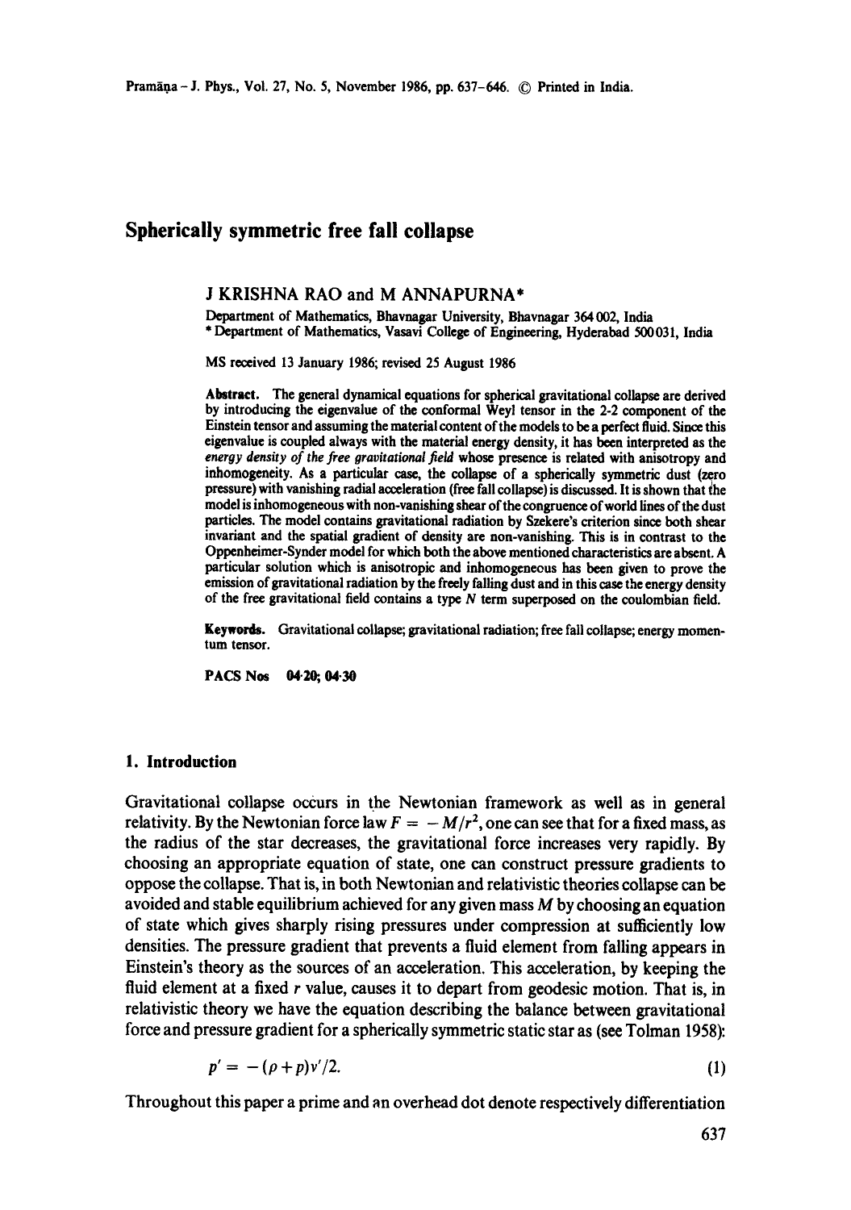# Spherically symmetric free fall collapse

J KRISHNA RAO and M ANNAPURNA*

Department of Mathematics, Bhavnagar University, Bhavnagar 364 002, India
* Department of Mathematics, Vasavi College of Engineering, Hyderabad 500 031, India

MS received 13 January 1986; revised 25 August 1986

**Abstract.** The general dynamical equations for spherical gravitational collapse are derived by introducing the eigenvalue of the conformal Weyl tensor in the 2-2 component of the Einstein tensor and assuming the material content of the models to be a perfect fluid. Since this eigenvalue is coupled always with the material energy density, it has been interpreted as the *energy density of the free gravitational field* whose presence is related with anisotropy and inhomogeneity. As a particular case, the collapse of a spherically symmetric dust (zero pressure) with vanishing radial acceleration (free fall collapse) is discussed. It is shown that the model is inhomogeneous with non-vanishing shear of the congruence of world lines of the dust particles. The model contains gravitational radiation by Szekere's criterion since both shear invariant and the spatial gradient of density are non-vanishing. This is in contrast to the Oppenheimer-Synder model for which both the above mentioned characteristics are absent. A particular solution which is anisotropic and inhomogeneous has been given to prove the emission of gravitational radiation by the freely falling dust and in this case the energy density of the free gravitational field contains a type $N$ term superposed on the coulombian field.

**Keywords.** Gravitational collapse; gravitational radiation; free fall collapse; energy momentum tensor.

**PACS Nos** 04·20; 04·30

## 1. Introduction

Gravitational collapse occurs in the Newtonian framework as well as in general relativity. By the Newtonian force law $F = -M/r^2$, one can see that for a fixed mass, as the radius of the star decreases, the gravitational force increases very rapidly. By choosing an appropriate equation of state, one can construct pressure gradients to oppose the collapse. That is, in both Newtonian and relativistic theories collapse can be avoided and stable equilibrium achieved for any given mass $M$ by choosing an equation of state which gives sharply rising pressures under compression at sufficiently low densities. The pressure gradient that prevents a fluid element from falling appears in Einstein's theory as the sources of an acceleration. This acceleration, by keeping the fluid element at a fixed $r$ value, causes it to depart from geodesic motion. That is, in relativistic theory we have the equation describing the balance between gravitational force and pressure gradient for a spherically symmetric static star as (see Tolman 1958):

$$p' = -(\rho + p)\nu'/2. \tag{1}$$

Throughout this paper a prime and an overhead dot denote respectively differentiation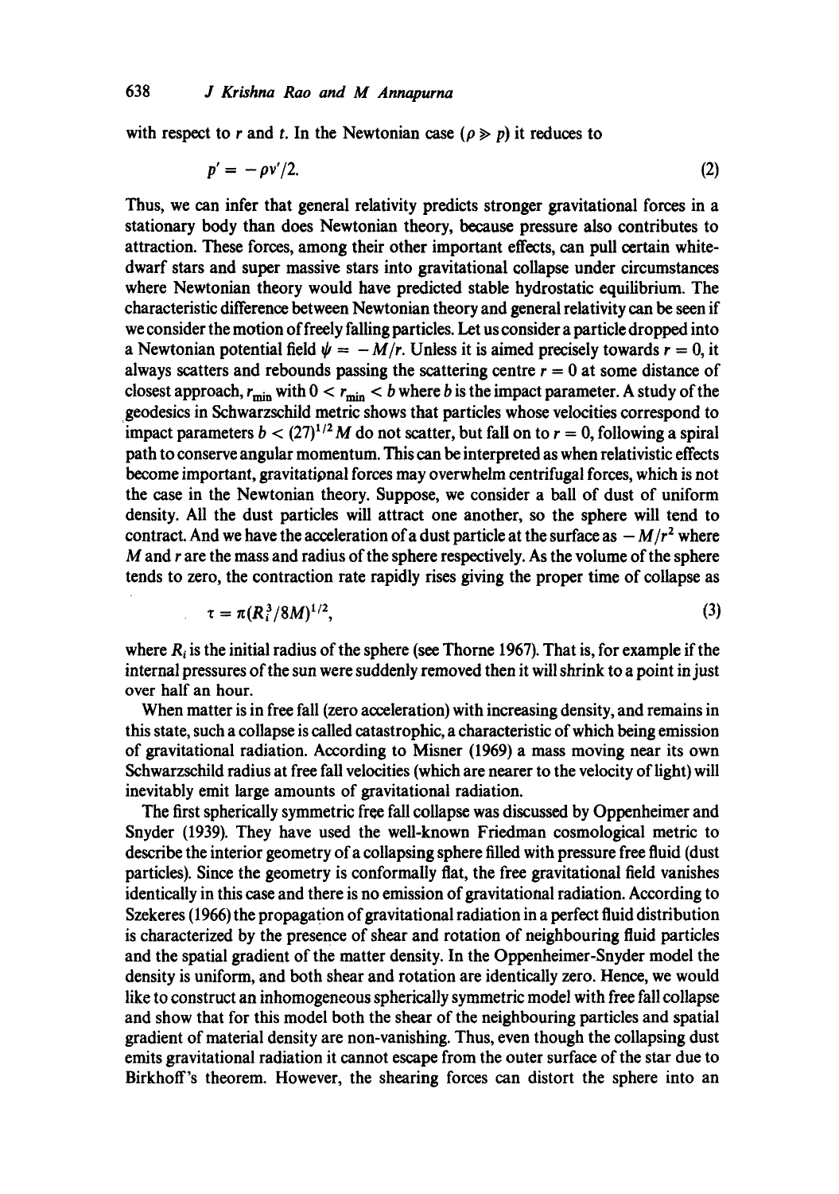with respect to $r$ and $t$. In the Newtonian case ($\rho \gg p$) it reduces to

$$p' = -\rho v'/2. \tag{2}$$

Thus, we can infer that general relativity predicts stronger gravitational forces in a stationary body than does Newtonian theory, because pressure also contributes to attraction. These forces, among their other important effects, can pull certain white-dwarf stars and super massive stars into gravitational collapse under circumstances where Newtonian theory would have predicted stable hydrostatic equilibrium. The characteristic difference between Newtonian theory and general relativity can be seen if we consider the motion of freely falling particles. Let us consider a particle dropped into a Newtonian potential field $\psi = -M/r$. Unless it is aimed precisely towards $r = 0$, it always scatters and rebounds passing the scattering centre $r = 0$ at some distance of closest approach, $r_{\min}$ with $0 < r_{\min} < b$ where $b$ is the impact parameter. A study of the geodesics in Schwarzschild metric shows that particles whose velocities correspond to impact parameters $b < (27)^{1/2} M$ do not scatter, but fall on to $r = 0$, following a spiral path to conserve angular momentum. This can be interpreted as when relativistic effects become important, gravitational forces may overwhelm centrifugal forces, which is not the case in the Newtonian theory. Suppose, we consider a ball of dust of uniform density. All the dust particles will attract one another, so the sphere will tend to contract. And we have the acceleration of a dust particle at the surface as $-M/r^2$ where $M$ and $r$ are the mass and radius of the sphere respectively. As the volume of the sphere tends to zero, the contraction rate rapidly rises giving the proper time of collapse as

$$\tau = \pi(R_i^3/8M)^{1/2}, \tag{3}$$

where $R_i$ is the initial radius of the sphere (see Thorne 1967). That is, for example if the internal pressures of the sun were suddenly removed then it will shrink to a point in just over half an hour.

When matter is in free fall (zero acceleration) with increasing density, and remains in this state, such a collapse is called catastrophic, a characteristic of which being emission of gravitational radiation. According to Misner (1969) a mass moving near its own Schwarzschild radius at free fall velocities (which are nearer to the velocity of light) will inevitably emit large amounts of gravitational radiation.

The first spherically symmetric free fall collapse was discussed by Oppenheimer and Snyder (1939). They have used the well-known Friedman cosmological metric to describe the interior geometry of a collapsing sphere filled with pressure free fluid (dust particles). Since the geometry is conformally flat, the free gravitational field vanishes identically in this case and there is no emission of gravitational radiation. According to Szekeres (1966) the propagation of gravitational radiation in a perfect fluid distribution is characterized by the presence of shear and rotation of neighbouring fluid particles and the spatial gradient of the matter density. In the Oppenheimer-Snyder model the density is uniform, and both shear and rotation are identically zero. Hence, we would like to construct an inhomogeneous spherically symmetric model with free fall collapse and show that for this model both the shear of the neighbouring particles and spatial gradient of material density are non-vanishing. Thus, even though the collapsing dust emits gravitational radiation it cannot escape from the outer surface of the star due to Birkhoff's theorem. However, the shearing forces can distort the sphere into an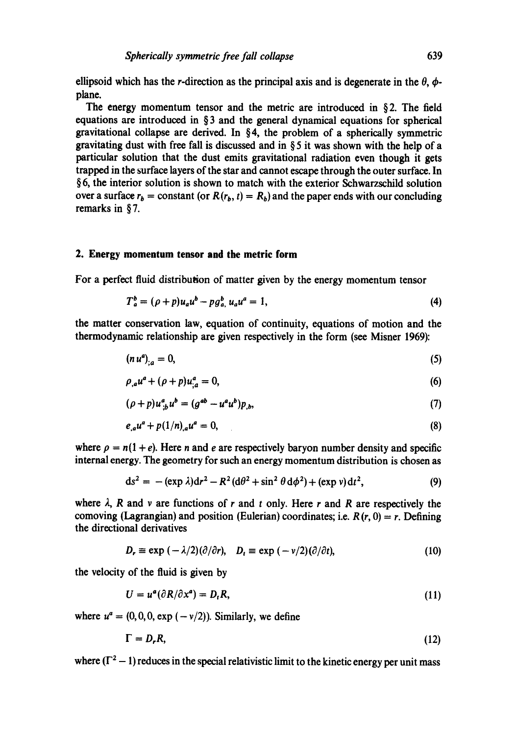ellipsoid which has the $r$-direction as the principal axis and is degenerate in the $\theta$, $\phi$-plane.

The energy momentum tensor and the metric are introduced in § 2. The field equations are introduced in § 3 and the general dynamical equations for spherical gravitational collapse are derived. In § 4, the problem of a spherically symmetric gravitating dust with free fall is discussed and in § 5 it was shown with the help of a particular solution that the dust emits gravitational radiation even though it gets trapped in the surface layers of the star and cannot escape through the outer surface. In § 6, the interior solution is shown to match with the exterior Schwarzschild solution over a surface $r_b$ = constant (or $R(r_b, t) = R_b$) and the paper ends with our concluding remarks in § 7.

## 2. Energy momentum tensor and the metric form

For a perfect fluid distribution of matter given by the energy momentum tensor

$$T_a^b = (\rho + p)u_a u^b - p g_a^b, \; u_a u^a = 1, \tag{4}$$

the matter conservation law, equation of continuity, equations of motion and the thermodynamic relationship are given respectively in the form (see Misner 1969):

$$(n u^a)_{;a} = 0, \tag{5}$$

$$\rho_{,a} u^a + (\rho + p) u^a_{;a} = 0, \tag{6}$$

$$(\rho + p) u^a_{;b} u^b = (g^{ab} - u^a u^b) p_{,b}, \tag{7}$$

$$e_{,a} u^a + p(1/n)_{,a} u^a = 0, \tag{8}$$

where $\rho = n(1+e)$. Here $n$ and $e$ are respectively baryon number density and specific internal energy. The geometry for such an energy momentum distribution is chosen as

$$ds^2 = -(\exp \lambda) dr^2 - R^2 (d\theta^2 + \sin^2 \theta \, d\phi^2) + (\exp \nu) dt^2, \tag{9}$$

where $\lambda$, $R$ and $\nu$ are functions of $r$ and $t$ only. Here $r$ and $R$ are respectively the comoving (Lagrangian) and position (Eulerian) coordinates; i.e. $R(r, 0) = r$. Defining the directional derivatives

$$D_r \equiv \exp(-\lambda/2)(\partial/\partial r), \quad D_t \equiv \exp(-\nu/2)(\partial/\partial t), \tag{10}$$

the velocity of the fluid is given by

$$U = u^a (\partial R/\partial x^a) = D_t R, \tag{11}$$

where $u^a = (0, 0, 0, \exp(-\nu/2))$. Similarly, we define

$$\Gamma = D_r R, \tag{12}$$

where $(\Gamma^2 - 1)$ reduces in the special relativistic limit to the kinetic energy per unit mass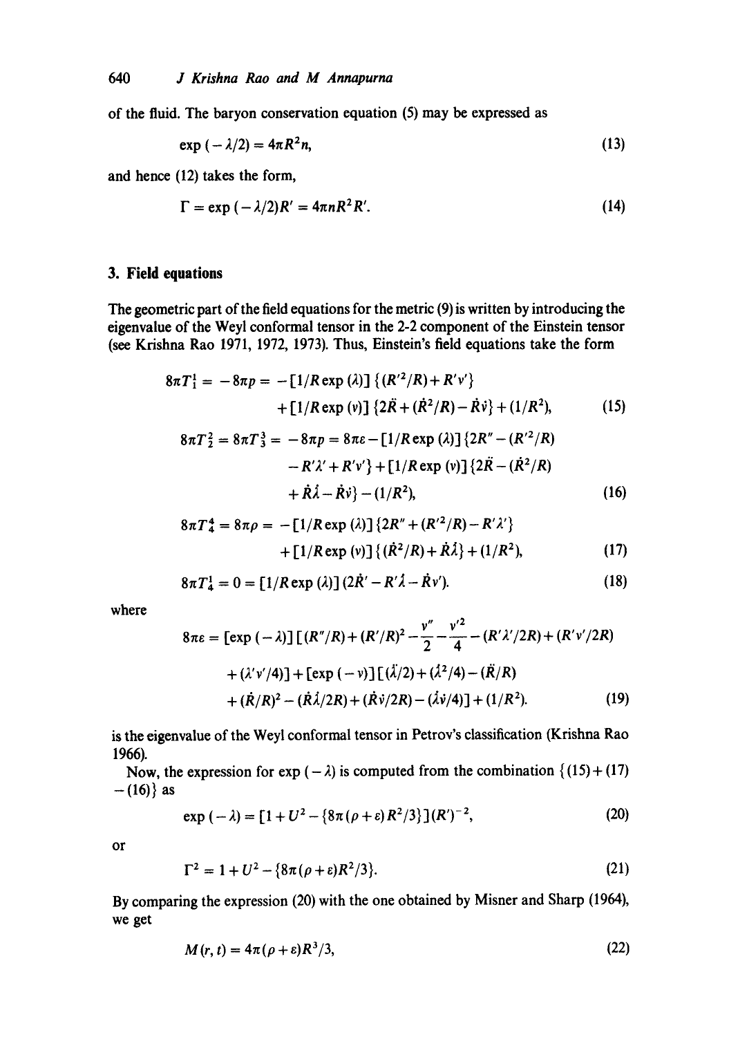of the fluid. The baryon conservation equation (5) may be expressed as

$$\exp(-\lambda/2) = 4\pi R^2 n, \tag{13}$$

and hence (12) takes the form,

$$\Gamma = \exp(-\lambda/2)R' = 4\pi n R^2 R'. \tag{14}$$

## 3. Field equations

The geometric part of the field equations for the metric (9) is written by introducing the eigenvalue of the Weyl conformal tensor in the 2-2 component of the Einstein tensor (see Krishna Rao 1971, 1972, 1973). Thus, Einstein's field equations take the form

$$8\pi T_1^1 = -8\pi p = -[1/R\exp(\lambda)]\{(R'^2/R) + R'\nu'\} + [1/R\exp(\nu)]\{2\ddot{R} + (\dot{R}^2/R) - \dot{R}\dot{\nu}\} + (1/R^2), \tag{15}$$

$$8\pi T_2^2 = 8\pi T_3^3 = -8\pi p = 8\pi\varepsilon - [1/R\exp(\lambda)]\{2R'' - (R'^2/R) - R'\lambda' + R'\nu'\} + [1/R\exp(\nu)]\{2\ddot{R} - (\dot{R}^2/R) + \dot{R}\dot{\lambda} - \dot{R}\dot{\nu}\} - (1/R^2), \tag{16}$$

$$8\pi T_4^4 = 8\pi\rho = -[1/R\exp(\lambda)]\{2R'' + (R'^2/R) - R'\lambda'\} + [1/R\exp(\nu)]\{(\dot{R}^2/R) + \dot{R}\dot{\lambda}\} + (1/R^2), \tag{17}$$

$$8\pi T_4^1 = 0 = [1/R\exp(\lambda)](2\dot{R}' - R'\dot{\lambda} - \dot{R}\nu'). \tag{18}$$

where

$$8\pi\varepsilon = [\exp(-\lambda)]\left[(R''/R) + (R'/R)^2 - \frac{\nu''}{2} - \frac{\nu'^2}{4} - (R'\lambda'/2R) + (R'\nu'/2R) + (\lambda'\nu'/4)\right] + [\exp(-\nu)]\left[(\ddot{\lambda}/2) + (\dot{\lambda}^2/4) - (\ddot{R}/R) + (\dot{R}/R)^2 - (\dot{R}\dot{\lambda}/2R) + (\dot{R}\dot{\nu}/2R) - (\dot{\lambda}\dot{\nu}/4)\right] + (1/R^2). \tag{19}$$

is the eigenvalue of the Weyl conformal tensor in Petrov's classification (Krishna Rao 1966).

Now, the expression for $\exp(-\lambda)$ is computed from the combination $\{(15) + (17) - (16)\}$ as

$$\exp(-\lambda) = [1 + U^2 - \{8\pi(\rho + \varepsilon)R^2/3\}](R')^{-2}, \tag{20}$$

or

$$\Gamma^2 = 1 + U^2 - \{8\pi(\rho + \varepsilon)R^2/3\}. \tag{21}$$

By comparing the expression (20) with the one obtained by Misner and Sharp (1964), we get

$$M(r,t) = 4\pi(\rho + \varepsilon)R^3/3, \tag{22}$$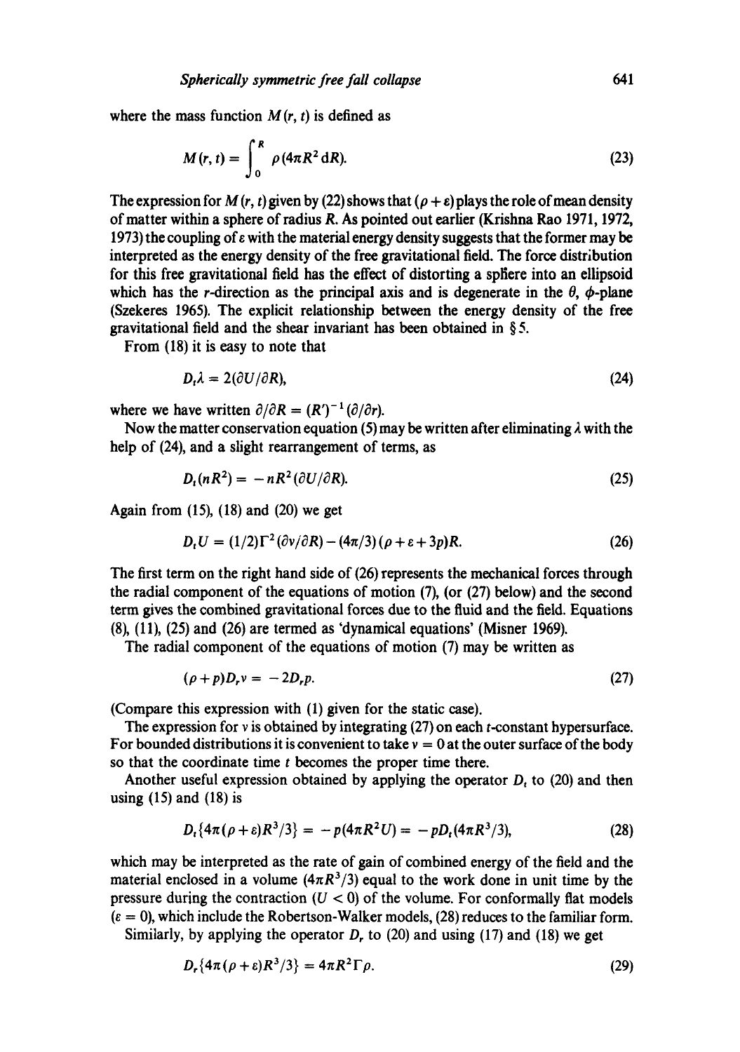where the mass function $M(r, t)$ is defined as

$$M(r, t) = \int_0^R \rho (4\pi R^2 \, dR). \tag{23}$$

The expression for $M(r, t)$ given by (22) shows that $(\rho + \varepsilon)$ plays the role of mean density of matter within a sphere of radius $R$. As pointed out earlier (Krishna Rao 1971, 1972, 1973) the coupling of $\varepsilon$ with the material energy density suggests that the former may be interpreted as the energy density of the free gravitational field. The force distribution for this free gravitational field has the effect of distorting a sphere into an ellipsoid which has the $r$-direction as the principal axis and is degenerate in the $\theta$, $\phi$-plane (Szekeres 1965). The explicit relationship between the energy density of the free gravitational field and the shear invariant has been obtained in § 5.

From (18) it is easy to note that

$$D_t \lambda = 2(\partial U/\partial R), \tag{24}$$

where we have written $\partial/\partial R = (R')^{-1}(\partial/\partial r)$.

Now the matter conservation equation (5) may be written after eliminating $\lambda$ with the help of (24), and a slight rearrangement of terms, as

$$D_t(nR^2) = -nR^2(\partial U/\partial R). \tag{25}$$

Again from (15), (18) and (20) we get

$$D_t U = (1/2)\Gamma^2(\partial v/\partial R) - (4\pi/3)(\rho + \varepsilon + 3p)R. \tag{26}$$

The first term on the right hand side of (26) represents the mechanical forces through the radial component of the equations of motion (7), (or (27) below) and the second term gives the combined gravitational forces due to the fluid and the field. Equations (8), (11), (25) and (26) are termed as 'dynamical equations' (Misner 1969).

The radial component of the equations of motion (7) may be written as

$$(\rho + p)D_r v = -2D_r p. \tag{27}$$

(Compare this expression with (1) given for the static case).

The expression for $v$ is obtained by integrating (27) on each $t$-constant hypersurface. For bounded distributions it is convenient to take $v = 0$ at the outer surface of the body so that the coordinate time $t$ becomes the proper time there.

Another useful expression obtained by applying the operator $D_t$ to (20) and then using (15) and (18) is

$$D_t\{4\pi(\rho + \varepsilon)R^3/3\} = -p(4\pi R^2 U) = -pD_t(4\pi R^3/3), \tag{28}$$

which may be interpreted as the rate of gain of combined energy of the field and the material enclosed in a volume $(4\pi R^3/3)$ equal to the work done in unit time by the pressure during the contraction $(U < 0)$ of the volume. For conformally flat models $(\varepsilon = 0)$, which include the Robertson-Walker models, (28) reduces to the familiar form.

Similarly, by applying the operator $D_r$ to (20) and using (17) and (18) we get

$$D_r\{4\pi(\rho + \varepsilon)R^3/3\} = 4\pi R^2 \Gamma \rho. \tag{29}$$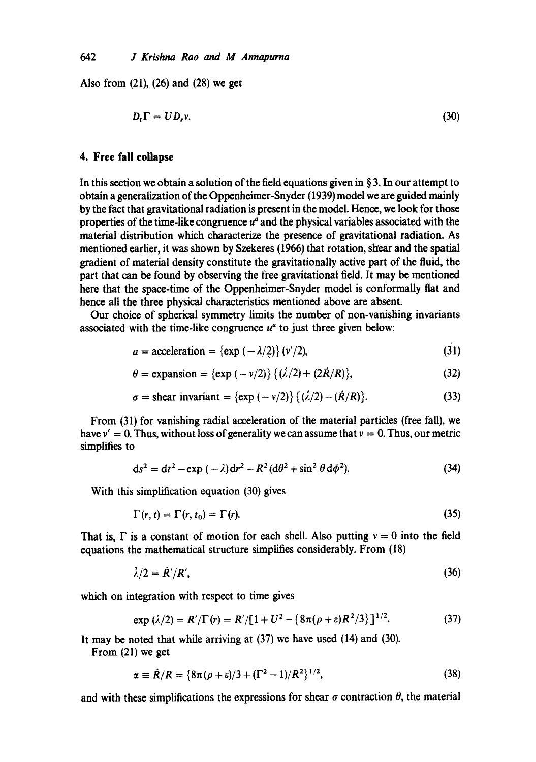Also from (21), (26) and (28) we get

$$D_t \Gamma = U D_r \nu. \tag{30}$$

## 4. Free fall collapse

In this section we obtain a solution of the field equations given in § 3. In our attempt to obtain a generalization of the Oppenheimer-Snyder (1939) model we are guided mainly by the fact that gravitational radiation is present in the model. Hence, we look for those properties of the time-like congruence $u^a$ and the physical variables associated with the material distribution which characterize the presence of gravitational radiation. As mentioned earlier, it was shown by Szekeres (1966) that rotation, shear and the spatial gradient of material density constitute the gravitationally active part of the fluid, the part that can be found by observing the free gravitational field. It may be mentioned here that the space-time of the Oppenheimer-Snyder model is conformally flat and hence all the three physical characteristics mentioned above are absent.

Our choice of spherical symmetry limits the number of non-vanishing invariants associated with the time-like congruence $u^a$ to just three given below:

$$a = \text{acceleration} = \{\exp(-\lambda/2)\}(\nu'/2), \tag{31}$$

$$\theta = \text{expansion} = \{\exp(-\nu/2)\}\{(\dot{\lambda}/2) + (2\dot{R}/R)\}, \tag{32}$$

$$\sigma = \text{shear invariant} = \{\exp(-\nu/2)\}\{(\dot{\lambda}/2) - (\dot{R}/R)\}. \tag{33}$$

From (31) for vanishing radial acceleration of the material particles (free fall), we have $\nu' = 0$. Thus, without loss of generality we can assume that $\nu = 0$. Thus, our metric simplifies to

$$ds^2 = dt^2 - \exp(-\lambda) dr^2 - R^2(d\theta^2 + \sin^2\theta \, d\phi^2). \tag{34}$$

With this simplification equation (30) gives

$$\Gamma(r, t) = \Gamma(r, t_0) = \Gamma(r). \tag{35}$$

That is, $\Gamma$ is a constant of motion for each shell. Also putting $\nu = 0$ into the field equations the mathematical structure simplifies considerably. From (18)

$$\dot{\lambda}/2 = \dot{R}'/R', \tag{36}$$

which on integration with respect to time gives

$$\exp(\lambda/2) = R'/\Gamma(r) = R'/[1 + U^2 - \{8\pi(\rho + \varepsilon)R^2/3\}]^{1/2}. \tag{37}$$

It may be noted that while arriving at (37) we have used (14) and (30).

From (21) we get

$$\alpha \equiv \dot{R}/R = \{8\pi(\rho + \varepsilon)/3 + (\Gamma^2 - 1)/R^2\}^{1/2}, \tag{38}$$

and with these simplifications the expressions for shear $\sigma$ contraction $\theta$, the material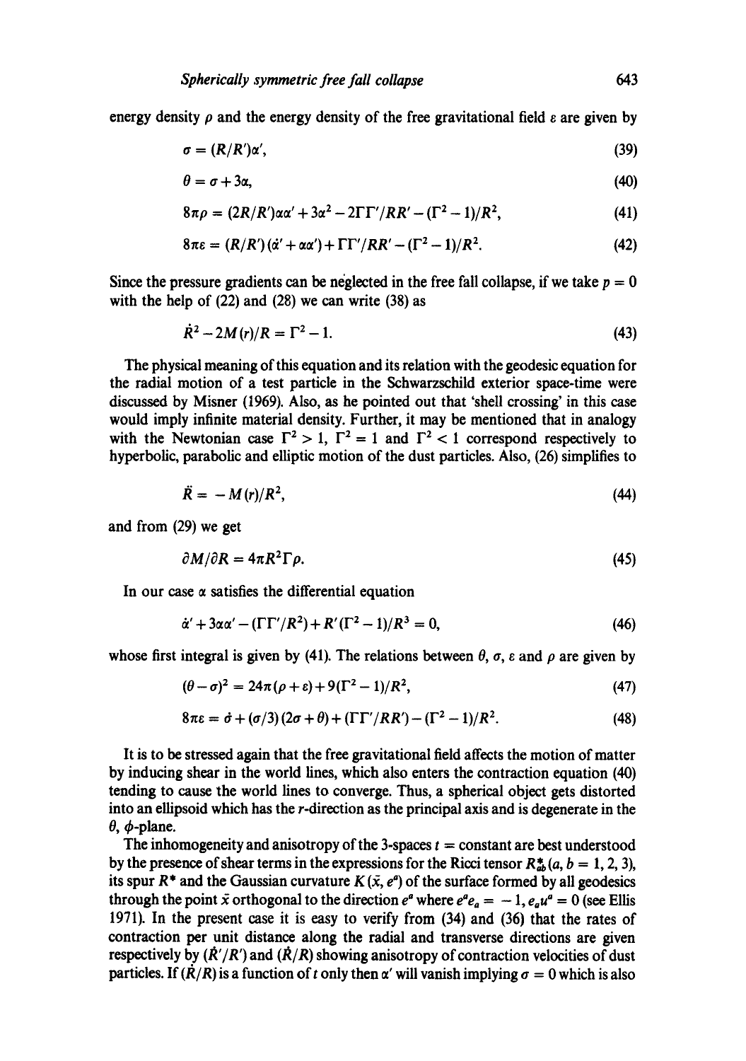energy density $\rho$ and the energy density of the free gravitational field $\varepsilon$ are given by

$$\sigma = (R/R')\alpha', \tag{39}$$

$$\theta = \sigma + 3\alpha, \tag{40}$$

$$8\pi\rho = (2R/R')\alpha\alpha' + 3\alpha^2 - 2\Gamma\Gamma'/RR' - (\Gamma^2 - 1)/R^2, \tag{41}$$

$$8\pi\varepsilon = (R/R')(\dot{\alpha}' + \alpha\alpha') + \Gamma\Gamma'/RR' - (\Gamma^2 - 1)/R^2. \tag{42}$$

Since the pressure gradients can be neglected in the free fall collapse, if we take $p = 0$ with the help of (22) and (28) we can write (38) as

$$\dot{R}^2 - 2M(r)/R = \Gamma^2 - 1. \tag{43}$$

The physical meaning of this equation and its relation with the geodesic equation for the radial motion of a test particle in the Schwarzschild exterior space-time were discussed by Misner (1969). Also, as he pointed out that 'shell crossing' in this case would imply infinite material density. Further, it may be mentioned that in analogy with the Newtonian case $\Gamma^2 > 1$, $\Gamma^2 = 1$ and $\Gamma^2 < 1$ correspond respectively to hyperbolic, parabolic and elliptic motion of the dust particles. Also, (26) simplifies to

$$\ddot{R} = -M(r)/R^2, \tag{44}$$

and from (29) we get

$$\partial M/\partial R = 4\pi R^2 \Gamma \rho. \tag{45}$$

In our case $\alpha$ satisfies the differential equation

$$\dot{\alpha}' + 3\alpha\alpha' - (\Gamma\Gamma'/R^2) + R'(\Gamma^2 - 1)/R^3 = 0, \tag{46}$$

whose first integral is given by (41). The relations between $\theta$, $\sigma$, $\varepsilon$ and $\rho$ are given by

$$(\theta - \sigma)^2 = 24\pi(\rho + \varepsilon) + 9(\Gamma^2 - 1)/R^2, \tag{47}$$

$$8\pi\varepsilon = \dot{\sigma} + (\sigma/3)(2\sigma + \theta) + (\Gamma\Gamma'/RR') - (\Gamma^2 - 1)/R^2. \tag{48}$$

It is to be stressed again that the free gravitational field affects the motion of matter by inducing shear in the world lines, which also enters the contraction equation (40) tending to cause the world lines to converge. Thus, a spherical object gets distorted into an ellipsoid which has the $r$-direction as the principal axis and is degenerate in the $\theta$, $\phi$-plane.

The inhomogeneity and anisotropy of the 3-spaces $t$ = constant are best understood by the presence of shear terms in the expressions for the Ricci tensor $R^*_{ab}\,(a, b = 1, 2, 3)$, its spur $R^*$ and the Gaussian curvature $K(\bar{x}, e^a)$ of the surface formed by all geodesics through the point $\bar{x}$ orthogonal to the direction $e^a$ where $e^a e_a = -1$, $e_a u^a = 0$ (see Ellis 1971). In the present case it is easy to verify from (34) and (36) that the rates of contraction per unit distance along the radial and transverse directions are given respectively by $(\dot{R}'/R')$ and $(\dot{R}/R)$ showing anisotropy of contraction velocities of dust particles. If $(\dot{R}/R)$ is a function of $t$ only then $\alpha'$ will vanish implying $\sigma = 0$ which is also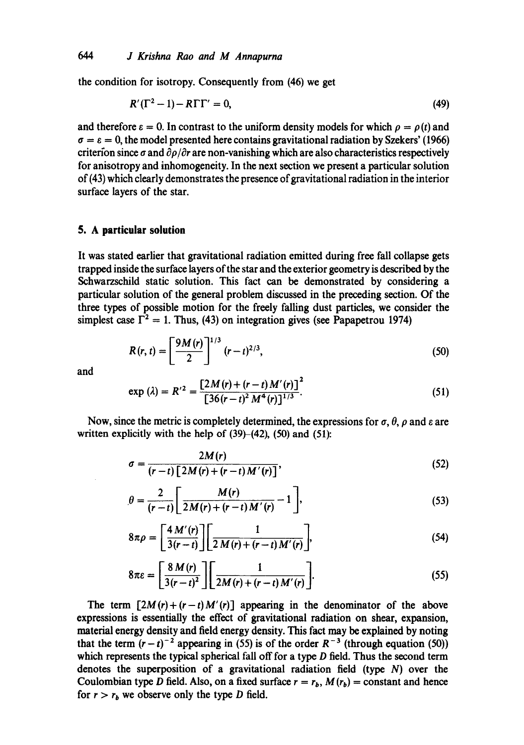the condition for isotropy. Consequently from (46) we get

$$R'(\Gamma^2 - 1) - R\Gamma\Gamma' = 0, \tag{49}$$

and therefore $\varepsilon = 0$. In contrast to the uniform density models for which $\rho = \rho(t)$ and $\sigma = \varepsilon = 0$, the model presented here contains gravitational radiation by Szekers' (1966) criterion since $\sigma$ and $\partial\rho/\partial r$ are non-vanishing which are also characteristics respectively for anisotropy and inhomogeneity. In the next section we present a particular solution of (43) which clearly demonstrates the presence of gravitational radiation in the interior surface layers of the star.

## 5. A particular solution

It was stated earlier that gravitational radiation emitted during free fall collapse gets trapped inside the surface layers of the star and the exterior geometry is described by the Schwarzschild static solution. This fact can be demonstrated by considering a particular solution of the general problem discussed in the preceding section. Of the three types of possible motion for the freely falling dust particles, we consider the simplest case $\Gamma^2 = 1$. Thus, (43) on integration gives (see Papapetrou 1974)

$$R(r, t) = \left[\frac{9M(r)}{2}\right]^{1/3} (r - t)^{2/3}, \tag{50}$$

and

$$\exp(\lambda) = R'^2 = \frac{[2M(r) + (r-t)M'(r)]^2}{[36(r-t)^2 M^4(r)]^{1/3}}. \tag{51}$$

Now, since the metric is completely determined, the expressions for $\sigma$, $\theta$, $\rho$ and $\varepsilon$ are written explicitly with the help of (39)–(42), (50) and (51):

$$\sigma = \frac{2M(r)}{(r-t)[2M(r) + (r-t)M'(r)]}, \tag{52}$$

$$\theta = \frac{2}{(r-t)}\left[\frac{M(r)}{2M(r) + (r-t)M'(r)} - 1\right], \tag{53}$$

$$8\pi\rho = \left[\frac{4M'(r)}{3(r-t)}\right]\left[\frac{1}{2M(r) + (r-t)M'(r)}\right], \tag{54}$$

$$8\pi\varepsilon = \left[\frac{8M(r)}{3(r-t)^2}\right]\left[\frac{1}{2M(r) + (r-t)M'(r)}\right]. \tag{55}$$

The term $[2M(r) + (r-t)M'(r)]$ appearing in the denominator of the above expressions is essentially the effect of gravitational radiation on shear, expansion, material energy density and field energy density. This fact may be explained by noting that the term $(r-t)^{-2}$ appearing in (55) is of the order $R^{-3}$ (through equation (50)) which represents the typical spherical fall off for a type $D$ field. Thus the second term denotes the superposition of a gravitational radiation field (type $N$) over the Coulombian type $D$ field. Also, on a fixed surface $r = r_b$, $M(r_b) =$ constant and hence for $r > r_b$ we observe only the type $D$ field.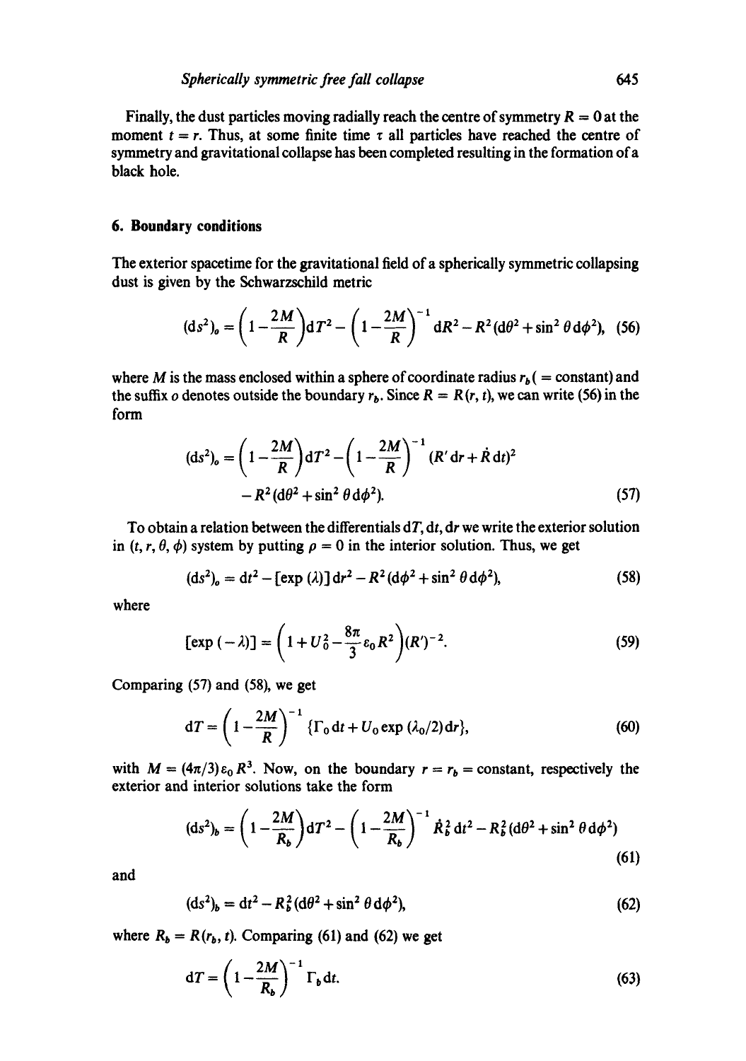Finally, the dust particles moving radially reach the centre of symmetry $R = 0$ at the moment $t = r$. Thus, at some finite time $\tau$ all particles have reached the centre of symmetry and gravitational collapse has been completed resulting in the formation of a black hole.

## 6. Boundary conditions

The exterior spacetime for the gravitational field of a spherically symmetric collapsing dust is given by the Schwarzschild metric

$$(\mathrm{d}s^2)_o = \left(1 - \frac{2M}{R}\right)\mathrm{d}T^2 - \left(1 - \frac{2M}{R}\right)^{-1} \mathrm{d}R^2 - R^2(\mathrm{d}\theta^2 + \sin^2\theta\,\mathrm{d}\phi^2), \quad (56)$$

where $M$ is the mass enclosed within a sphere of coordinate radius $r_b$ ( = constant) and the suffix $o$ denotes outside the boundary $r_b$. Since $R = R(r, t)$, we can write (56) in the form

$$(\mathrm{d}s^2)_o = \left(1 - \frac{2M}{R}\right)\mathrm{d}T^2 - \left(1 - \frac{2M}{R}\right)^{-1} (R'\,\mathrm{d}r + \dot{R}\,\mathrm{d}t)^2 - R^2(\mathrm{d}\theta^2 + \sin^2\theta\,\mathrm{d}\phi^2). \quad (57)$$

To obtain a relation between the differentials $\mathrm{d}T, \mathrm{d}t, \mathrm{d}r$ we write the exterior solution in $(t, r, \theta, \phi)$ system by putting $\rho = 0$ in the interior solution. Thus, we get

$$(\mathrm{d}s^2)_o = \mathrm{d}t^2 - [\exp(\lambda)]\,\mathrm{d}r^2 - R^2(\mathrm{d}\phi^2 + \sin^2\theta\,\mathrm{d}\phi^2), \quad (58)$$

where

$$[\exp(-\lambda)] = \left(1 + U_0^2 - \frac{8\pi}{3}\varepsilon_0 R^2\right)(R')^{-2}. \quad (59)$$

Comparing (57) and (58), we get

$$\mathrm{d}T = \left(1 - \frac{2M}{R}\right)^{-1} \{\Gamma_0\,\mathrm{d}t + U_0 \exp(\lambda_0/2)\,\mathrm{d}r\}, \quad (60)$$

with $M = (4\pi/3)\varepsilon_0 R^3$. Now, on the boundary $r = r_b =$ constant, respectively the exterior and interior solutions take the form

$$(\mathrm{d}s^2)_b = \left(1 - \frac{2M}{R_b}\right)\mathrm{d}T^2 - \left(1 - \frac{2M}{R_b}\right)^{-1} \dot{R}_b^2\,\mathrm{d}t^2 - R_b^2(\mathrm{d}\theta^2 + \sin^2\theta\,\mathrm{d}\phi^2) \quad (61)$$

and

$$(\mathrm{d}s^2)_b = \mathrm{d}t^2 - R_b^2(\mathrm{d}\theta^2 + \sin^2\theta\,\mathrm{d}\phi^2), \quad (62)$$

where $R_b = R(r_b, t)$. Comparing (61) and (62) we get

$$\mathrm{d}T = \left(1 - \frac{2M}{R_b}\right)^{-1} \Gamma_b\,\mathrm{d}t. \quad (63)$$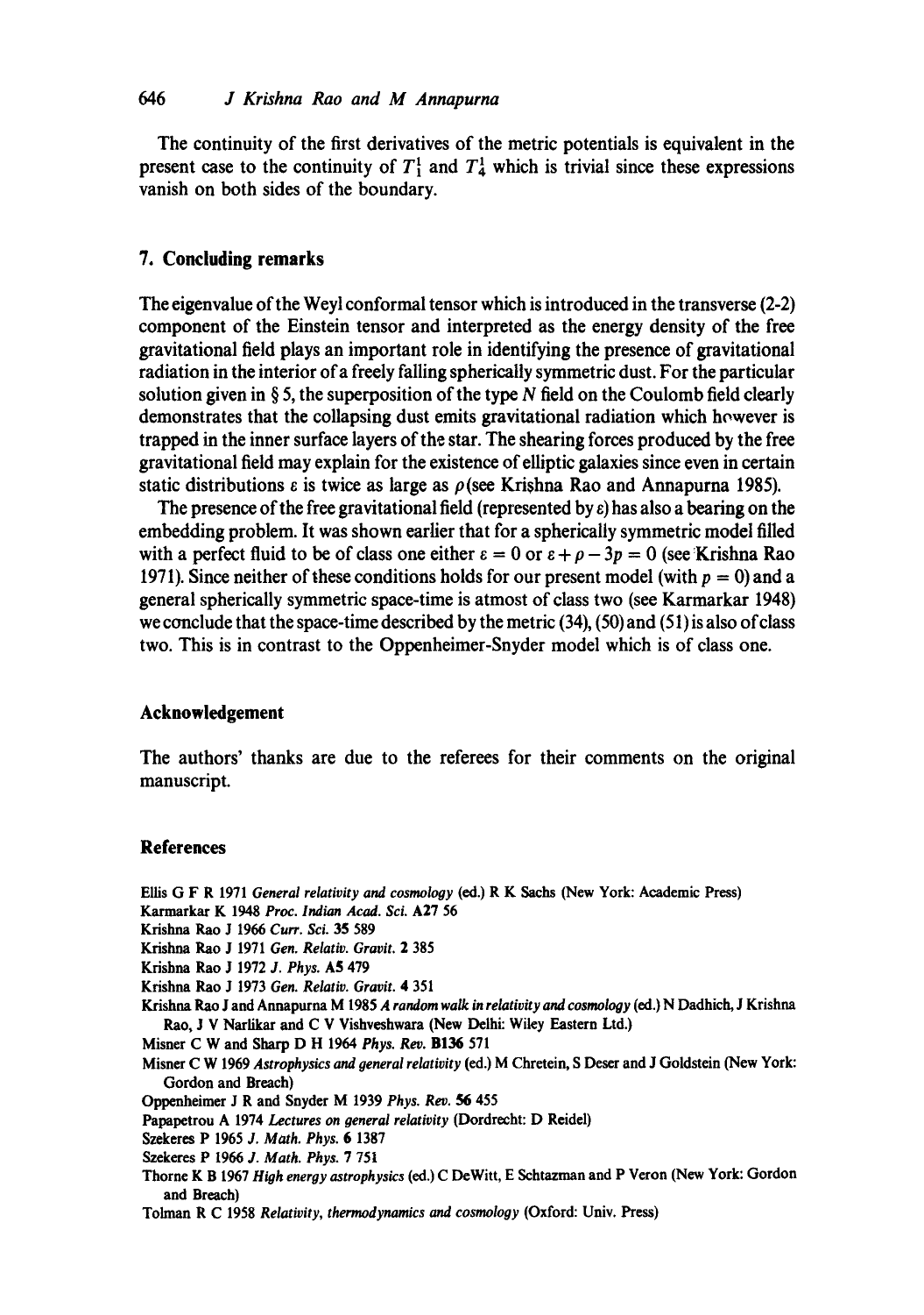The continuity of the first derivatives of the metric potentials is equivalent in the present case to the continuity of $T_1^1$ and $T_4^1$ which is trivial since these expressions vanish on both sides of the boundary.

## 7. Concluding remarks

The eigenvalue of the Weyl conformal tensor which is introduced in the transverse (2-2) component of the Einstein tensor and interpreted as the energy density of the free gravitational field plays an important role in identifying the presence of gravitational radiation in the interior of a freely falling spherically symmetric dust. For the particular solution given in § 5, the superposition of the type $N$ field on the Coulomb field clearly demonstrates that the collapsing dust emits gravitational radiation which however is trapped in the inner surface layers of the star. The shearing forces produced by the free gravitational field may explain for the existence of elliptic galaxies since even in certain static distributions $\varepsilon$ is twice as large as $\rho$ (see Krishna Rao and Annapurna 1985).

The presence of the free gravitational field (represented by $\varepsilon$) has also a bearing on the embedding problem. It was shown earlier that for a spherically symmetric model filled with a perfect fluid to be of class one either $\varepsilon = 0$ or $\varepsilon + \rho - 3p = 0$ (see Krishna Rao 1971). Since neither of these conditions holds for our present model (with $p = 0$) and a general spherically symmetric space-time is atmost of class two (see Karmarkar 1948) we conclude that the space-time described by the metric (34), (50) and (51) is also of class two. This is in contrast to the Oppenheimer-Snyder model which is of class one.

## Acknowledgement

The authors' thanks are due to the referees for their comments on the original manuscript.

## References

Ellis G F R 1971 *General relativity and cosmology* (ed.) R K Sachs (New York: Academic Press)

Karmarkar K 1948 *Proc. Indian Acad. Sci.* **A27** 56

Krishna Rao J 1966 *Curr. Sci.* **35** 589

Krishna Rao J 1971 *Gen. Relativ. Gravit.* **2** 385

Krishna Rao J 1972 *J. Phys.* **A5** 479

Krishna Rao J 1973 *Gen. Relativ. Gravit.* **4** 351

Krishna Rao J and Annapurna M 1985 *A random walk in relativity and cosmology* (ed.) N Dadhich, J Krishna Rao, J V Narlikar and C V Vishveshwara (New Delhi: Wiley Eastern Ltd.)

Misner C W and Sharp D H 1964 *Phys. Rev.* **B136** 571

Misner C W 1969 *Astrophysics and general relativity* (ed.) M Chretein, S Deser and J Goldstein (New York: Gordon and Breach)

Oppenheimer J R and Snyder M 1939 *Phys. Rev.* **56** 455

Papapetrou A 1974 *Lectures on general relativity* (Dordrecht: D Reidel)

Szekeres P 1965 *J. Math. Phys.* **6** 1387

Szekeres P 1966 *J. Math. Phys.* **7** 751

Thorne K B 1967 *High energy astrophysics* (ed.) C DeWitt, E Schtazman and P Veron (New York: Gordon and Breach)

Tolman R C 1958 *Relativity, thermodynamics and cosmology* (Oxford: Univ. Press)